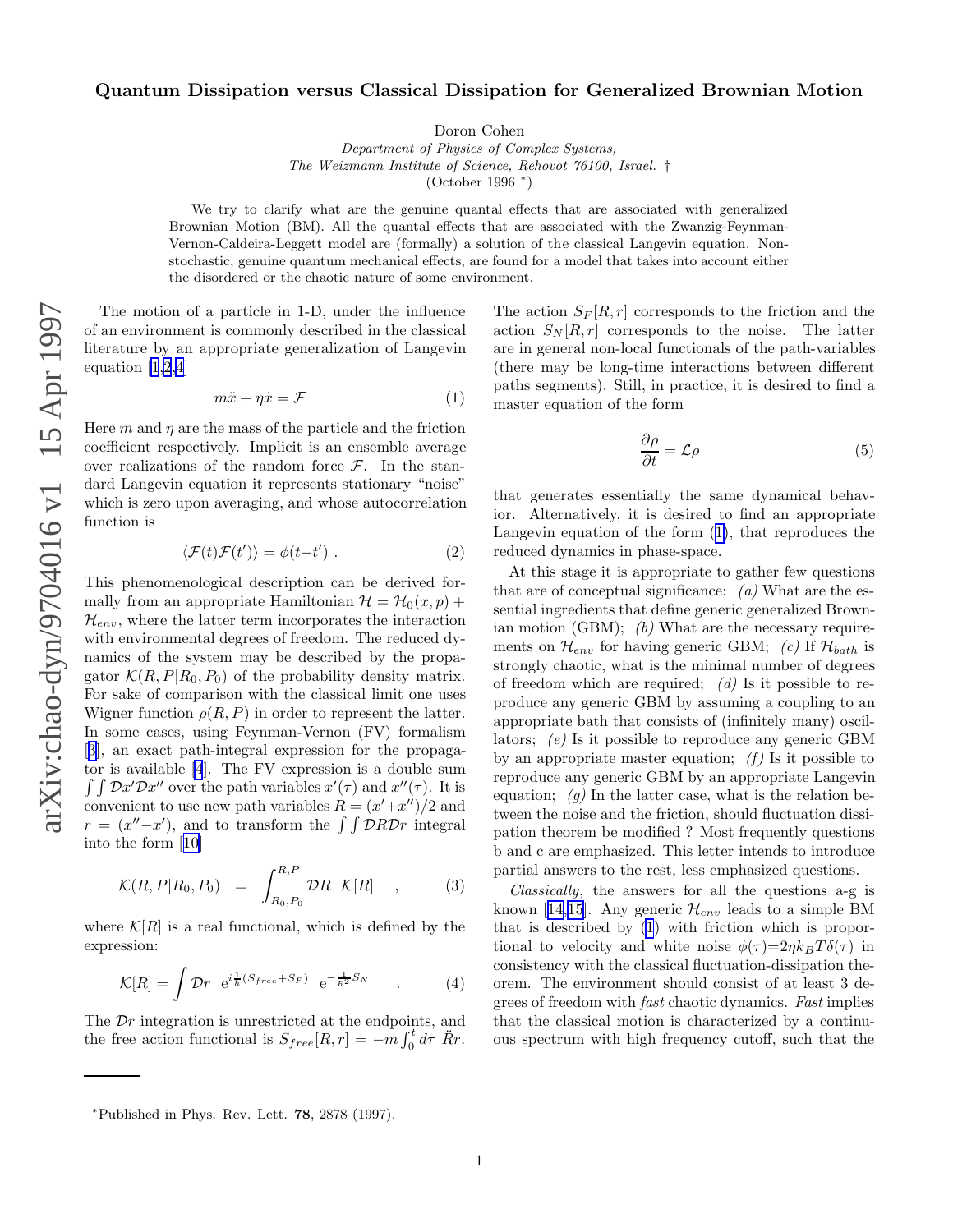# Quantum Dissipation versus Classical Dissipation for Generalized Brownian Motion

Doron Cohen

*Department of Physics of Complex Systems,*
*The Weizmann Institute of Science, Rehovot 76100, Israel.* †
(October 1996 *)

We try to clarify what are the genuine quantal effects that are associated with generalized Brownian Motion (BM). All the quantal effects that are associated with the Zwanzig-Feynman-Vernon-Caldeira-Leggett model are (formally) a solution of the classical Langevin equation. Non-stochastic, genuine quantum mechanical effects, are found for a model that takes into account either the disordered or the chaotic nature of some environment.

The motion of a particle in 1-D, under the influence of an environment is commonly described in the classical literature by an appropriate generalization of Langevin equation [1,2,4]

$$m\ddot{x} + \eta\dot{x} = \mathcal{F} \tag{1}$$

Here $m$ and $\eta$ are the mass of the particle and the friction coefficient respectively. Implicit is an ensemble average over realizations of the random force $\mathcal{F}$. In the standard Langevin equation it represents stationary "noise" which is zero upon averaging, and whose autocorrelation function is

$$\langle \mathcal{F}(t)\mathcal{F}(t')\rangle = \phi(t{-}t') \ . \tag{2}$$

This phenomenological description can be derived formally from an appropriate Hamiltonian $\mathcal{H} = \mathcal{H}_0(x,p) + \mathcal{H}_{env}$, where the latter term incorporates the interaction with environmental degrees of freedom. The reduced dynamics of the system may be described by the propagator $\mathcal{K}(R,P|R_0,P_0)$ of the probability density matrix. For sake of comparison with the classical limit one uses Wigner function $\rho(R,P)$ in order to represent the latter. In some cases, using Feynman-Vernon (FV) formalism [3], an exact path-integral expression for the propagator is available [4]. The FV expression is a double sum $\int\int \mathcal{D}x'\mathcal{D}x''$ over the path variables $x'(\tau)$ and $x''(\tau)$. It is convenient to use new path variables $R=(x'{+}x'')/2$ and $r=(x''{-}x')$, and to transform the $\int\int \mathcal{D}R\mathcal{D}r$ integral into the form [10]

$$\mathcal{K}(R,P|R_0,P_0) \;\; = \;\; \int_{R_0,P_0}^{R,P} \mathcal{D}R \;\; \mathcal{K}[R] \quad , \tag{3}$$

where $\mathcal{K}[R]$ is a real functional, which is defined by the expression:

$$\mathcal{K}[R] = \int \mathcal{D}r \;\; \mathrm{e}^{i\frac{1}{\hbar}(S_{free}+S_F)} \;\; \mathrm{e}^{-\frac{1}{\hbar^2}S_N} \quad . \tag{4}$$

The $\mathcal{D}r$ integration is unrestricted at the endpoints, and the free action functional is $S_{free}[R,r] = -m\int_0^t d\tau \;\ddot{R}r$. The action $S_F[R,r]$ corresponds to the friction and the action $S_N[R,r]$ corresponds to the noise. The latter are in general non-local functionals of the path-variables (there may be long-time interactions between different paths segments). Still, in practice, it is desired to find a master equation of the form

$$\frac{\partial \rho}{\partial t} = \mathcal{L}\rho \tag{5}$$

that generates essentially the same dynamical behavior. Alternatively, it is desired to find an appropriate Langevin equation of the form (1), that reproduces the reduced dynamics in phase-space.

At this stage it is appropriate to gather few questions that are of conceptual significance: *(a)* What are the essential ingredients that define generic generalized Brownian motion (GBM); *(b)* What are the necessary requirements on $\mathcal{H}_{env}$ for having generic GBM; *(c)* If $\mathcal{H}_{bath}$ is strongly chaotic, what is the minimal number of degrees of freedom which are required; *(d)* Is it possible to reproduce any generic GBM by assuming a coupling to an appropriate bath that consists of (infinitely many) oscillators; *(e)* Is it possible to reproduce any generic GBM by an appropriate master equation; *(f)* Is it possible to reproduce any generic GBM by an appropriate Langevin equation; *(g)* In the latter case, what is the relation between the noise and the friction, should fluctuation dissipation theorem be modified ? Most frequently questions b and c are emphasized. This letter intends to introduce partial answers to the rest, less emphasized questions.

*Classically*, the answers for all the questions a-g is known [14,15]. Any generic $\mathcal{H}_{env}$ leads to a simple BM that is described by (1) with friction which is proportional to velocity and white noise $\phi(\tau){=}2\eta k_B T\delta(\tau)$ in consistency with the classical fluctuation-dissipation theorem. The environment should consist of at least 3 degrees of freedom with *fast* chaotic dynamics. *Fast* implies that the classical motion is characterized by a continuous spectrum with high frequency cutoff, such that the

*Published in Phys. Rev. Lett. **78**, 2878 (1997).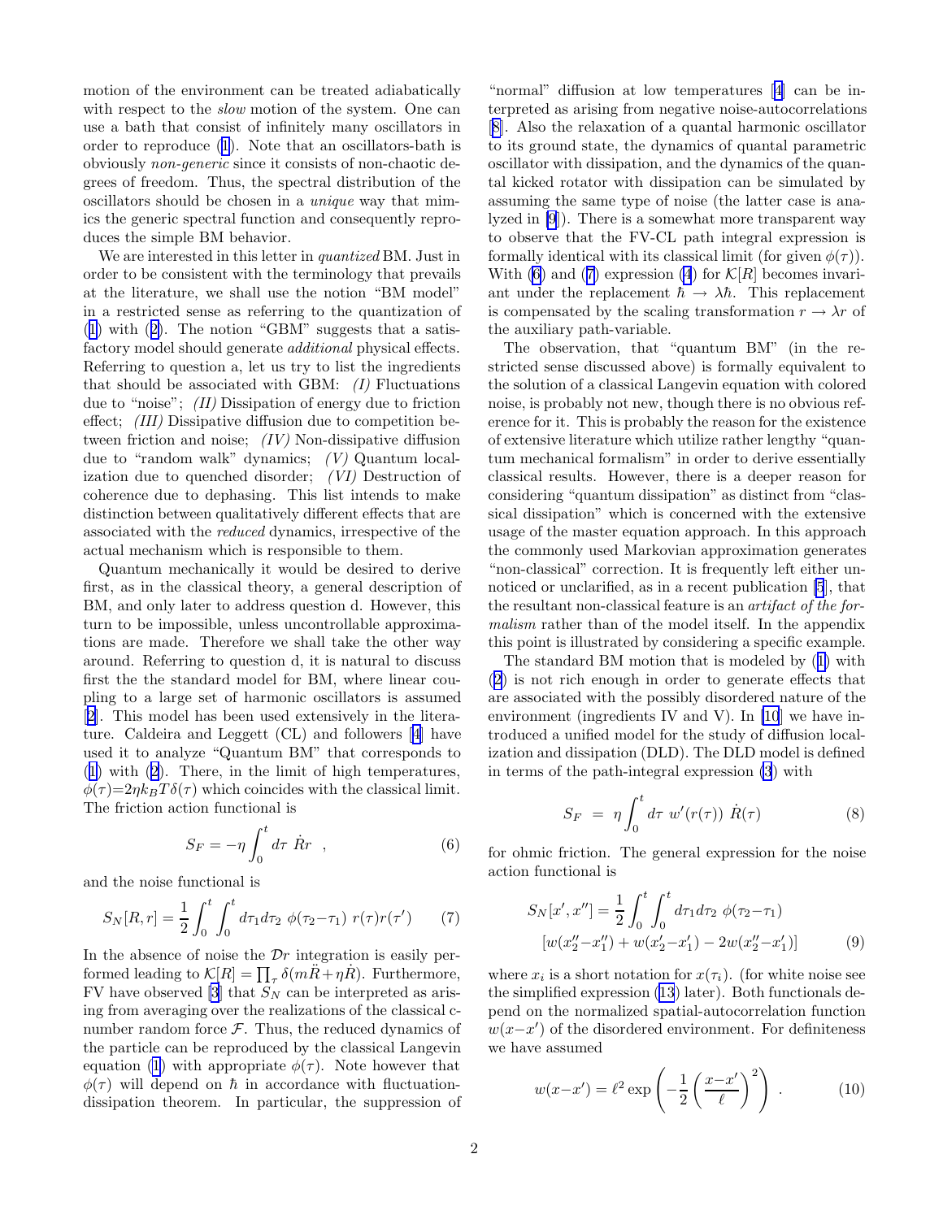motion of the environment can be treated adiabatically with respect to the *slow* motion of the system. One can use a bath that consist of infinitely many oscillators in order to reproduce (1). Note that an oscillators-bath is obviously *non-generic* since it consists of non-chaotic degrees of freedom. Thus, the spectral distribution of the oscillators should be chosen in a *unique* way that mimics the generic spectral function and consequently reproduces the simple BM behavior.

We are interested in this letter in *quantized* BM. Just in order to be consistent with the terminology that prevails at the literature, we shall use the notion "BM model" in a restricted sense as referring to the quantization of (1) with (2). The notion "GBM" suggests that a satisfactory model should generate *additional* physical effects. Referring to question a, let us try to list the ingredients that should be associated with GBM: *(I)* Fluctuations due to "noise"; *(II)* Dissipation of energy due to friction effect; *(III)* Dissipative diffusion due to competition between friction and noise; *(IV)* Non-dissipative diffusion due to "random walk" dynamics; *(V)* Quantum localization due to quenched disorder; *(VI)* Destruction of coherence due to dephasing. This list intends to make distinction between qualitatively different effects that are associated with the *reduced* dynamics, irrespective of the actual mechanism which is responsible to them.

Quantum mechanically it would be desired to derive first, as in the classical theory, a general description of BM, and only later to address question d. However, this turn to be impossible, unless uncontrollable approximations are made. Therefore we shall take the other way around. Referring to question d, it is natural to discuss first the the standard model for BM, where linear coupling to a large set of harmonic oscillators is assumed [2]. This model has been used extensively in the literature. Caldeira and Leggett (CL) and followers [4] have used it to analyze "Quantum BM" that corresponds to (1) with (2). There, in the limit of high temperatures, $\phi(\tau){=}2\eta k_BT\delta(\tau)$ which coincides with the classical limit. The friction action functional is

$$S_F = -\eta \int_0^t d\tau \ \dot{R}r \quad , \tag{6}$$

and the noise functional is

$$S_N[R,r] = \frac{1}{2}\int_0^t \int_0^t d\tau_1 d\tau_2 \ \phi(\tau_2{-}\tau_1) \ r(\tau)r(\tau') \tag{7}$$

In the absence of noise the $\mathcal{D}r$ integration is easily performed leading to $\mathcal{K}[R] = \prod_\tau \delta(m\ddot{R}+\eta\dot{R})$. Furthermore, FV have observed [3] that $S_N$ can be interpreted as arising from averaging over the realizations of the classical c-number random force $\mathcal{F}$. Thus, the reduced dynamics of the particle can be reproduced by the classical Langevin equation (1) with appropriate $\phi(\tau)$. Note however that $\phi(\tau)$ will depend on $\hbar$ in accordance with fluctuation-dissipation theorem. In particular, the suppression of "normal" diffusion at low temperatures [4] can be interpreted as arising from negative noise-autocorrelations [8]. Also the relaxation of a quantal harmonic oscillator to its ground state, the dynamics of quantal parametric oscillator with dissipation, and the dynamics of the quantal kicked rotator with dissipation can be simulated by assuming the same type of noise (the latter case is analyzed in [9]). There is a somewhat more transparent way to observe that the FV-CL path integral expression is formally identical with its classical limit (for given $\phi(\tau)$). With (6) and (7) expression (4) for $\mathcal{K}[R]$ becomes invariant under the replacement $\hbar \rightarrow \lambda\hbar$. This replacement is compensated by the scaling transformation $r \rightarrow \lambda r$ of the auxiliary path-variable.

The observation, that "quantum BM" (in the restricted sense discussed above) is formally equivalent to the solution of a classical Langevin equation with colored noise, is probably not new, though there is no obvious reference for it. This is probably the reason for the existence of extensive literature which utilize rather lengthy "quantum mechanical formalism" in order to derive essentially classical results. However, there is a deeper reason for considering "quantum dissipation" as distinct from "classical dissipation" which is concerned with the extensive usage of the master equation approach. In this approach the commonly used Markovian approximation generates "non-classical" correction. It is frequently left either unnoticed or unclarified, as in a recent publication [5], that the resultant non-classical feature is an *artifact of the formalism* rather than of the model itself. In the appendix this point is illustrated by considering a specific example.

The standard BM motion that is modeled by (1) with (2) is not rich enough in order to generate effects that are associated with the possibly disordered nature of the environment (ingredients IV and V). In [10] we have introduced a unified model for the study of diffusion localization and dissipation (DLD). The DLD model is defined in terms of the path-integral expression (3) with

$$S_F \ = \ \eta \int_0^t d\tau \ w'(r(\tau)) \ \dot{R}(\tau) \tag{8}$$

for ohmic friction. The general expression for the noise action functional is

$$S_N[x',x''] = \frac{1}{2}\int_0^t \int_0^t d\tau_1 d\tau_2 \ \phi(\tau_2{-}\tau_1) \ [w(x''_2{-}x''_1) + w(x'_2{-}x'_1) - 2w(x''_2{-}x'_1)] \tag{9}$$

where $x_i$ is a short notation for $x(\tau_i)$. (for white noise see the simplified expression (13) later). Both functionals depend on the normalized spatial-autocorrelation function $w(x{-}x')$ of the disordered environment. For definiteness we have assumed

$$w(x{-}x') = \ell^2 \exp\left(-\frac{1}{2}\left(\frac{x{-}x'}{\ell}\right)^2\right) \ . \tag{10}$$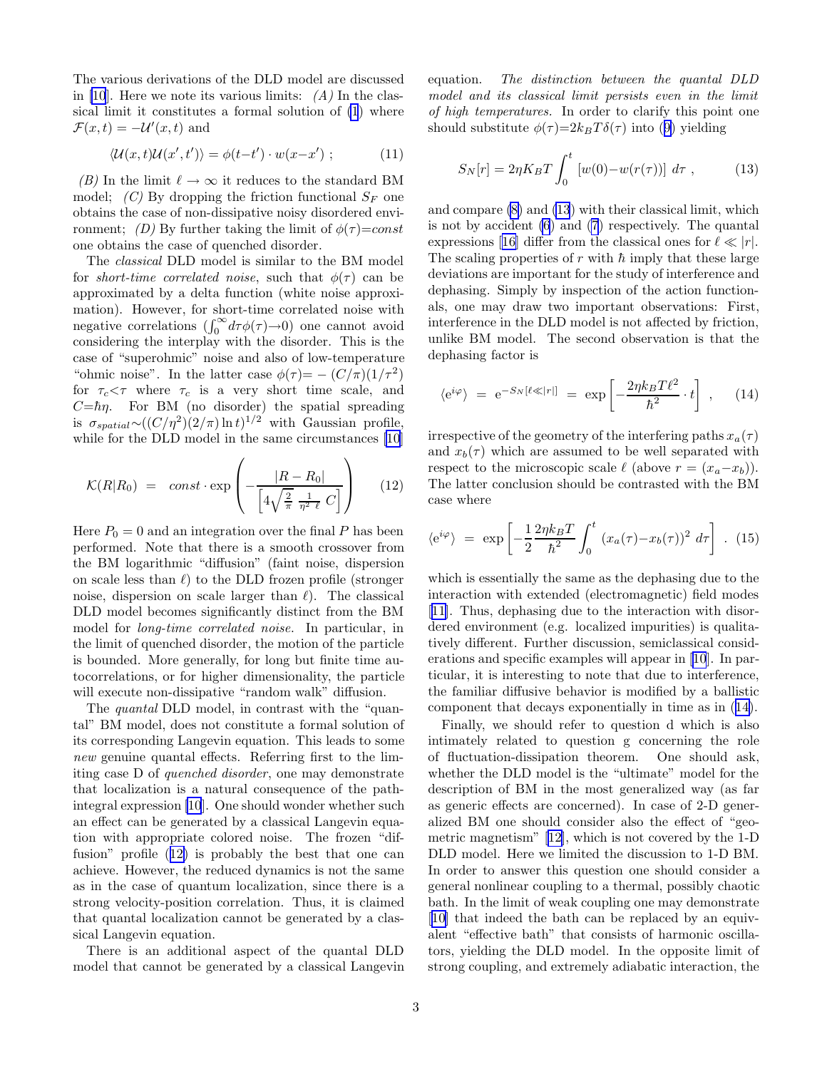The various derivations of the DLD model are discussed in [10]. Here we note its various limits: *(A)* In the classical limit it constitutes a formal solution of (1) where $\mathcal{F}(x,t) = -\mathcal{U}'(x,t)$ and

$$\langle \mathcal{U}(x,t)\mathcal{U}(x',t')\rangle = \phi(t-t') \cdot w(x-x') \;; \qquad (11)$$

*(B)* In the limit $\ell \to \infty$ it reduces to the standard BM model; *(C)* By dropping the friction functional $S_F$ one obtains the case of non-dissipative noisy disordered environment; *(D)* By further taking the limit of $\phi(\tau)$=*const* one obtains the case of quenched disorder.

The *classical* DLD model is similar to the BM model for *short-time correlated noise*, such that $\phi(\tau)$ can be approximated by a delta function (white noise approximation). However, for short-time correlated noise with negative correlations ($\int_0^\infty d\tau\phi(\tau) \to 0$) one cannot avoid considering the interplay with the disorder. This is the case of "superohmic" noise and also of low-temperature "ohmic noise". In the latter case $\phi(\tau) = -(C/\pi)(1/\tau^2)$ for $\tau_c < \tau$ where $\tau_c$ is a very short time scale, and $C = \hbar\eta$. For BM (no disorder) the spatial spreading is $\sigma_{spatial} \sim ((C/\eta^2)(2/\pi)\ln t)^{1/2}$ with Gaussian profile, while for the DLD model in the same circumstances [10]

$$\mathcal{K}(R|R_0) \;=\; const \cdot \exp\left(-\frac{|R-R_0|}{\left[4\sqrt{\frac{2}{\pi}}\,\frac{1}{\eta^2\,\ell}\,C\right]}\right) \qquad (12)$$

Here $P_0 = 0$ and an integration over the final $P$ has been performed. Note that there is a smooth crossover from the BM logarithmic "diffusion" (faint noise, dispersion on scale less than $\ell$) to the DLD frozen profile (stronger noise, dispersion on scale larger than $\ell$). The classical DLD model becomes significantly distinct from the BM model for *long-time correlated noise*. In particular, in the limit of quenched disorder, the motion of the particle is bounded. More generally, for long but finite time autocorrelations, or for higher dimensionality, the particle will execute non-dissipative "random walk" diffusion.

The *quantal* DLD model, in contrast with the "quantal" BM model, does not constitute a formal solution of its corresponding Langevin equation. This leads to some *new* genuine quantal effects. Referring first to the limiting case D of *quenched disorder*, one may demonstrate that localization is a natural consequence of the path-integral expression [10]. One should wonder whether such an effect can be generated by a classical Langevin equation with appropriate colored noise. The frozen "diffusion" profile (12) is probably the best that one can achieve. However, the reduced dynamics is not the same as in the case of quantum localization, since there is a strong velocity-position correlation. Thus, it is claimed that quantal localization cannot be generated by a classical Langevin equation.

There is an additional aspect of the quantal DLD model that cannot be generated by a classical Langevin equation. *The distinction between the quantal DLD model and its classical limit persists even in the limit of high temperatures.* In order to clarify this point one should substitute $\phi(\tau) = 2k_BT\delta(\tau)$ into (9) yielding

$$S_N[r] = 2\eta K_BT\int_0^t \;[w(0) - w(r(\tau))]\;d\tau \;, \qquad (13)$$

and compare (8) and (13) with their classical limit, which is not by accident (6) and (7) respectively. The quantal expressions [16] differ from the classical ones for $\ell \ll |r|$. The scaling properties of $r$ with $\hbar$ imply that these large deviations are important for the study of interference and dephasing. Simply by inspection of the action functionals, one may draw two important observations: First, interference in the DLD model is not affected by friction, unlike BM model. The second observation is that the dephasing factor is

$$\langle \mathrm{e}^{i\varphi}\rangle \;=\; \mathrm{e}^{-S_N[\ell \ll |r|]} \;=\; \exp\left[-\frac{2\eta k_BT\ell^2}{\hbar^2}\cdot t\right] \;, \qquad (14)$$

irrespective of the geometry of the interfering paths $x_a(\tau)$ and $x_b(\tau)$ which are assumed to be well separated with respect to the microscopic scale $\ell$ (above $r = (x_a - x_b)$). The latter conclusion should be contrasted with the BM case where

$$\langle \mathrm{e}^{i\varphi}\rangle \;=\; \exp\left[-\frac{1}{2}\frac{2\eta k_BT}{\hbar^2}\int_0^t \;(x_a(\tau) - x_b(\tau))^2\;d\tau\right] \;. \qquad (15)$$

which is essentially the same as the dephasing due to the interaction with extended (electromagnetic) field modes [11]. Thus, dephasing due to the interaction with disordered environment (e.g. localized impurities) is qualitatively different. Further discussion, semiclassical considerations and specific examples will appear in [10]. In particular, it is interesting to note that due to interference, the familiar diffusive behavior is modified by a ballistic component that decays exponentially in time as in (14).

Finally, we should refer to question d which is also intimately related to question g concerning the role of fluctuation-dissipation theorem. One should ask, whether the DLD model is the "ultimate" model for the description of BM in the most generalized way (as far as generic effects are concerned). In case of 2-D generalized BM one should consider also the effect of "geometric magnetism" [12], which is not covered by the 1-D DLD model. Here we limited the discussion to 1-D BM. In order to answer this question one should consider a general nonlinear coupling to a thermal, possibly chaotic bath. In the limit of weak coupling one may demonstrate [10] that indeed the bath can be replaced by an equivalent "effective bath" that consists of harmonic oscillators, yielding the DLD model. In the opposite limit of strong coupling, and extremely adiabatic interaction, the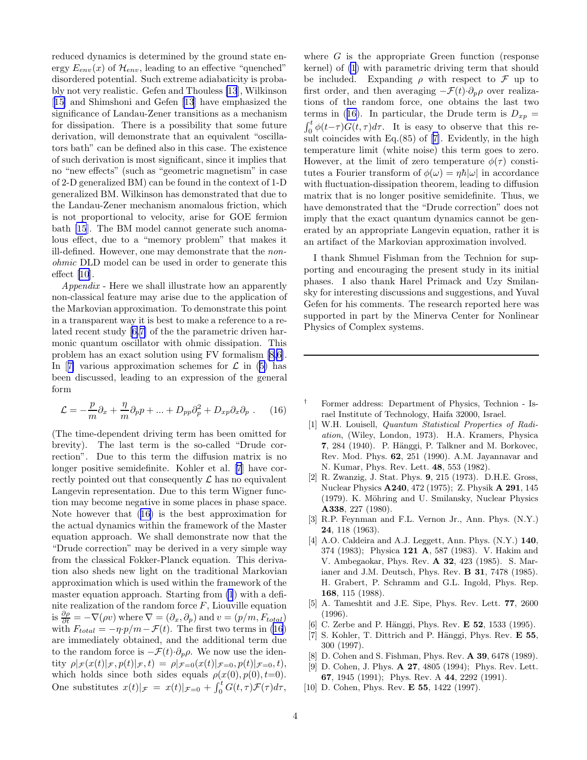reduced dynamics is determined by the ground state energy $E_{env}(x)$ of $\mathcal{H}_{env}$, leading to an effective "quenched" disordered potential. Such extreme adiabaticity is probably not very realistic. Gefen and Thouless [13], Wilkinson [15] and Shimshoni and Gefen [13] have emphasized the significance of Landau-Zener transitions as a mechanism for dissipation. There is a possibility that some future derivation, will demonstrate that an equivalent "oscillators bath" can be defined also in this case. The existence of such derivation is most significant, since it implies that no "new effects" (such as "geometric magnetism" in case of 2-D generalized BM) can be found in the context of 1-D generalized BM. Wilkinson has demonstrated that due to the Landau-Zener mechanism anomalous friction, which is not proportional to velocity, arise for GOE fermion bath [15]. The BM model cannot generate such anomalous effect, due to a "memory problem" that makes it ill-defined. However, one may demonstrate that the *non-ohmic* DLD model can be used in order to generate this effect [10].

*Appendix* - Here we shall illustrate how an apparently non-classical feature may arise due to the application of the Markovian approximation. To demonstrate this point in a transparent way it is best to make a reference to a related recent study [6,7] of the parametric driven harmonic quantum oscillator with ohmic dissipation. This problem has an exact solution using FV formalism [8,6]. In [7] various approximation schemes for $\mathcal{L}$ in (5) has been discussed, leading to an expression of the general form

$$\mathcal{L} = -\frac{p}{m}\partial_x + \frac{\eta}{m}\partial_p p + ... + D_{pp}\partial_p^2 + D_{xp}\partial_x\partial_p \ . \quad (16)$$

(The time-dependent driving term has been omitted for brevity). The last term is the so-called "Drude correction". Due to this term the diffusion matrix is no longer positive semidefinite. Kohler et al. [7] have correctly pointed out that consequently $\mathcal{L}$ has no equivalent Langevin representation. Due to this term Wigner function may become negative in some places in phase space. Note however that (16) is the best approximation for the actual dynamics within the framework of the Master equation approach. We shall demonstrate now that the "Drude correction" may be derived in a very simple way from the classical Fokker-Planck equation. This derivation also sheds new light on the traditional Markovian approximation which is used within the framework of the master equation approach. Starting from (1) with a definite realization of the random force $F$, Liouville equation is $\frac{\partial\rho}{\partial t} = -\nabla(\rho v)$ where $\nabla = (\partial_x, \partial_p)$ and $v = (p/m, F_{total})$ with $F_{total} = -\eta{\cdot}p/m - \mathcal{F}(t)$. The first two terms in (16) are immediately obtained, and the additional term due to the random force is $-\mathcal{F}(t){\cdot}\partial_p\rho$. We now use the identity $\rho|_{\mathcal{F}}(x(t)|_{\mathcal{F}}, p(t)|_{\mathcal{F}}, t) = \rho|_{\mathcal{F}=0}(x(t)|_{\mathcal{F}=0}, p(t)|_{\mathcal{F}=0}, t)$, which holds since both sides equals $\rho(x(0), p(0), t{=}0)$. One substitutes $x(t)|_{\mathcal{F}} = x(t)|_{\mathcal{F}=0} + \int_0^t G(t,\tau)\mathcal{F}(\tau)d\tau$, where $G$ is the appropriate Green function (response kernel) of (1) with parametric driving term that should be included. Expanding $\rho$ with respect to $\mathcal{F}$ up to first order, and then averaging $-\mathcal{F}(t){\cdot}\partial_p\rho$ over realizations of the random force, one obtains the last two terms in (16). In particular, the Drude term is $D_{xp} = \int_0^t \phi(t{-}\tau)G(t,\tau)d\tau$. It is easy to observe that this result coincides with Eq.(85) of [7]. Evidently, in the high temperature limit (white noise) this term goes to zero. However, at the limit of zero temperature $\phi(\tau)$ constitutes a Fourier transform of $\phi(\omega) = \eta\hbar|\omega|$ in accordance with fluctuation-dissipation theorem, leading to diffusion matrix that is no longer positive semidefinite. Thus, we have demonstrated that the "Drude correction" does not imply that the exact quantum dynamics cannot be generated by an appropriate Langevin equation, rather it is an artifact of the Markovian approximation involved.

I thank Shmuel Fishman from the Technion for supporting and encouraging the present study in its initial phases. I also thank Harel Primack and Uzy Smilansky for interesting discussions and suggestions, and Yuval Gefen for his comments. The research reported here was supported in part by the Minerva Center for Nonlinear Physics of Complex systems.

---

† Former address: Department of Physics, Technion - Israel Institute of Technology, Haifa 32000, Israel.

[1] W.H. Louisell, *Quantum Statistical Properties of Radiation*, (Wiley, London, 1973). H.A. Kramers, Physica **7**, 284 (1940). P. Hänggi, P. Talkner and M. Borkovec, Rev. Mod. Phys. **62**, 251 (1990). A.M. Jayannavar and N. Kumar, Phys. Rev. Lett. **48**, 553 (1982).

[2] R. Zwanzig, J. Stat. Phys. **9**, 215 (1973). D.H.E. Gross, Nuclear Physics **A240**, 472 (1975); Z. Physik **A 291**, 145 (1979). K. Möhring and U. Smilansky, Nuclear Physics **A338**, 227 (1980).

[3] R.P. Feynman and F.L. Vernon Jr., Ann. Phys. (N.Y.) **24**, 118 (1963).

[4] A.O. Caldeira and A.J. Leggett, Ann. Phys. (N.Y.) **140**, 374 (1983); Physica **121 A**, 587 (1983). V. Hakim and V. Ambegaokar, Phys. Rev. **A 32**, 423 (1985). S. Marianer and J.M. Deutsch, Phys. Rev. **B 31**, 7478 (1985). H. Grabert, P. Schramm and G.L. Ingold, Phys. Rep. **168**, 115 (1988).

[5] A. Tameshtit and J.E. Sipe, Phys. Rev. Lett. **77**, 2600 (1996).

[6] C. Zerbe and P. Hänggi, Phys. Rev. **E 52**, 1533 (1995).

[7] S. Kohler, T. Dittrich and P. Hänggi, Phys. Rev. **E 55**, 300 (1997).

[8] D. Cohen and S. Fishman, Phys. Rev. **A 39**, 6478 (1989).

[9] D. Cohen, J. Phys. **A 27**, 4805 (1994); Phys. Rev. Lett. **67**, 1945 (1991); Phys. Rev. A **44**, 2292 (1991).

[10] D. Cohen, Phys. Rev. **E 55**, 1422 (1997).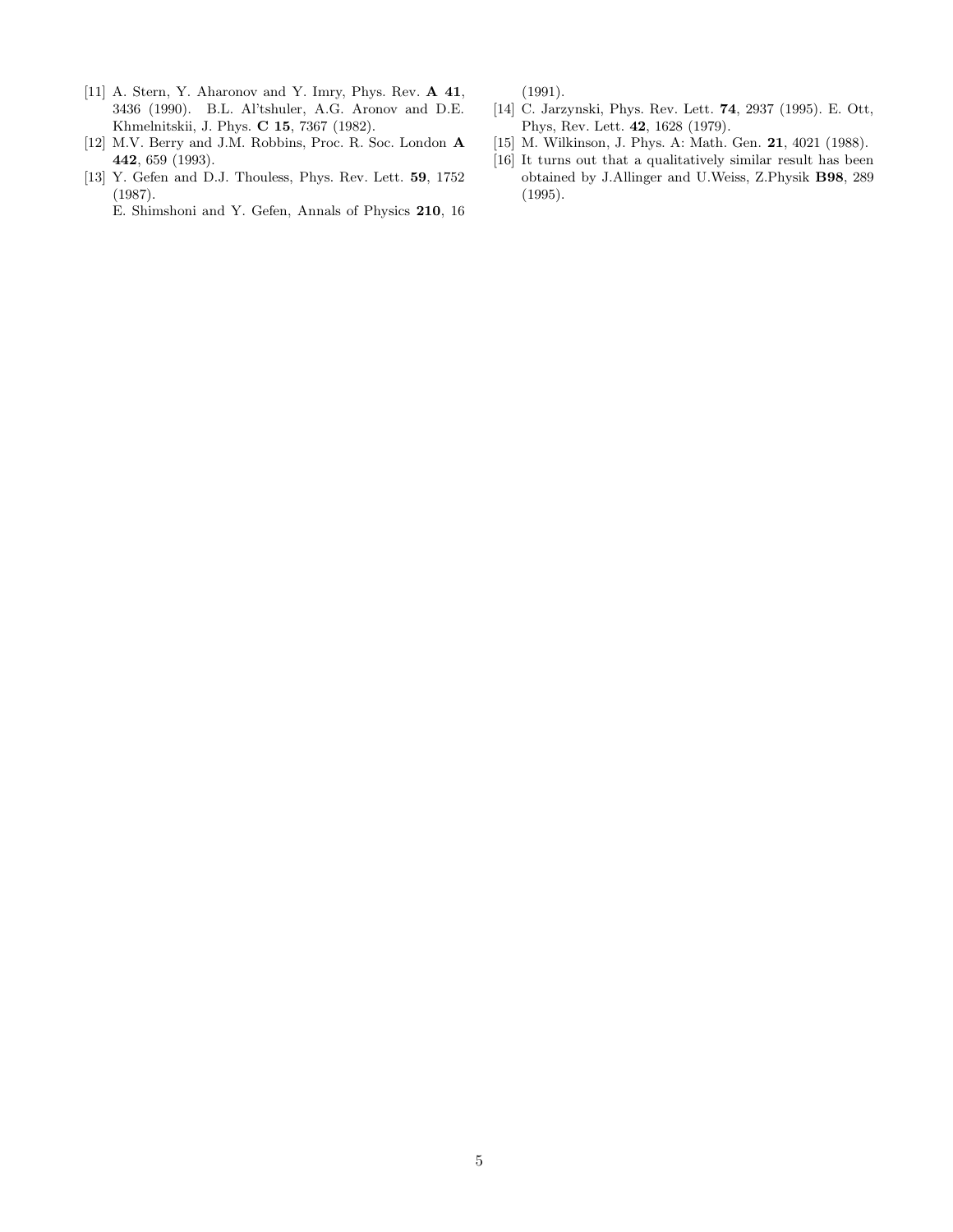[11] A. Stern, Y. Aharonov and Y. Imry, Phys. Rev. **A 41**, 3436 (1990). B.L. Al'tshuler, A.G. Aronov and D.E. Khmelnitskii, J. Phys. **C 15**, 7367 (1982).

[12] M.V. Berry and J.M. Robbins, Proc. R. Soc. London **A 442**, 659 (1993).

[13] Y. Gefen and D.J. Thouless, Phys. Rev. Lett. **59**, 1752 (1987).
E. Shimshoni and Y. Gefen, Annals of Physics **210**, 16 (1991).

[14] C. Jarzynski, Phys. Rev. Lett. **74**, 2937 (1995). E. Ott, Phys, Rev. Lett. **42**, 1628 (1979).

[15] M. Wilkinson, J. Phys. A: Math. Gen. **21**, 4021 (1988).

[16] It turns out that a qualitatively similar result has been obtained by J.Allinger and U.Weiss, Z.Physik **B98**, 289 (1995).